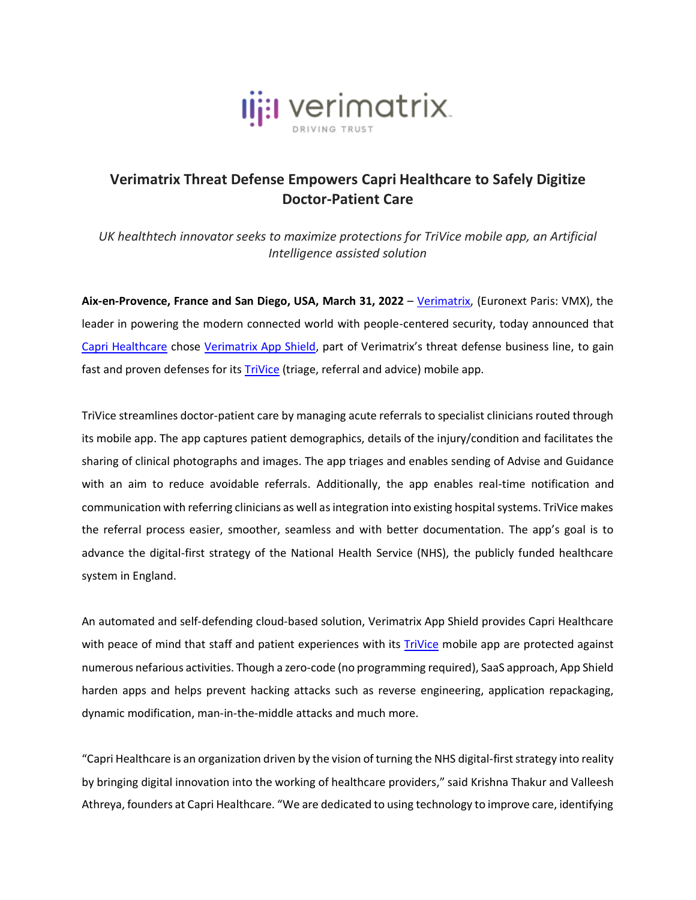# Verimatrix Threat Defense Empowers Capri Healthcare to Safely Digitize Doctor-Patient Care

*UK healthtech innovator seeks to maximize protections for TriVice mobile app, an Artificial Intelligence assisted solution*

**Aix-en-Provence, France and San Diego, USA, March 31, 2022** – Verimatrix, (Euronext Paris: VMX), the leader in powering the modern connected world with people-centered security, today announced that Capri Healthcare chose Verimatrix App Shield, part of Verimatrix's threat defense business line, to gain fast and proven defenses for its TriVice (triage, referral and advice) mobile app.

TriVice streamlines doctor-patient care by managing acute referrals to specialist clinicians routed through its mobile app. The app captures patient demographics, details of the injury/condition and facilitates the sharing of clinical photographs and images. The app triages and enables sending of Advise and Guidance with an aim to reduce avoidable referrals. Additionally, the app enables real-time notification and communication with referring clinicians as well as integration into existing hospital systems. TriVice makes the referral process easier, smoother, seamless and with better documentation. The app's goal is to advance the digital-first strategy of the National Health Service (NHS), the publicly funded healthcare system in England.

An automated and self-defending cloud-based solution, Verimatrix App Shield provides Capri Healthcare with peace of mind that staff and patient experiences with its TriVice mobile app are protected against numerous nefarious activities. Though a zero-code (no programming required), SaaS approach, App Shield harden apps and helps prevent hacking attacks such as reverse engineering, application repackaging, dynamic modification, man-in-the-middle attacks and much more.

"Capri Healthcare is an organization driven by the vision of turning the NHS digital-first strategy into reality by bringing digital innovation into the working of healthcare providers," said Krishna Thakur and Valleesh Athreya, founders at Capri Healthcare. "We are dedicated to using technology to improve care, identifying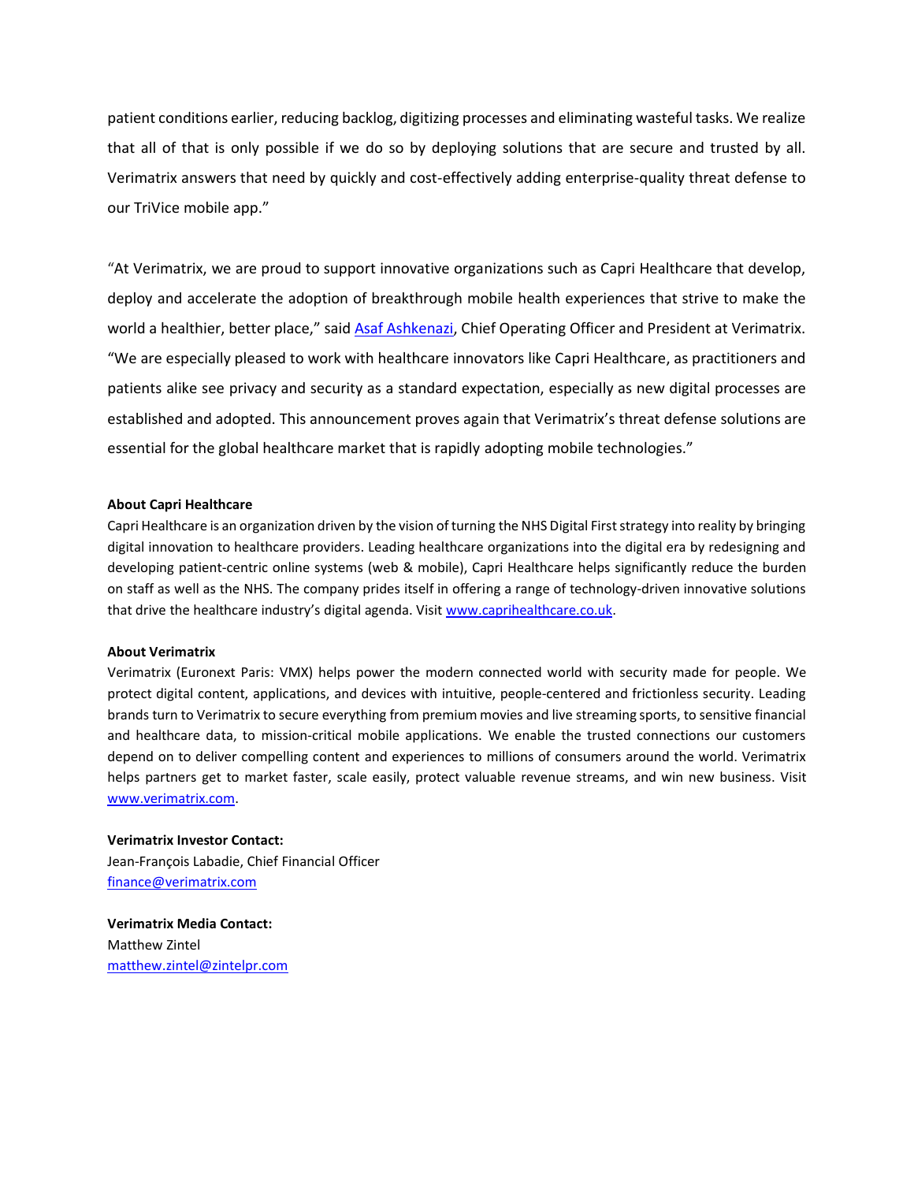patient conditions earlier, reducing backlog, digitizing processes and eliminating wasteful tasks. We realize that all of that is only possible if we do so by deploying solutions that are secure and trusted by all. Verimatrix answers that need by quickly and cost-effectively adding enterprise-quality threat defense to our TriVice mobile app."

"At Verimatrix, we are proud to support innovative organizations such as Capri Healthcare that develop, deploy and accelerate the adoption of breakthrough mobile health experiences that strive to make the world a healthier, better place," said [Asaf Ashkenazi](), Chief Operating Officer and President at Verimatrix. "We are especially pleased to work with healthcare innovators like Capri Healthcare, as practitioners and patients alike see privacy and security as a standard expectation, especially as new digital processes are established and adopted. This announcement proves again that Verimatrix's threat defense solutions are essential for the global healthcare market that is rapidly adopting mobile technologies."

**About Capri Healthcare**
Capri Healthcare is an organization driven by the vision of turning the NHS Digital First strategy into reality by bringing digital innovation to healthcare providers. Leading healthcare organizations into the digital era by redesigning and developing patient-centric online systems (web & mobile), Capri Healthcare helps significantly reduce the burden on staff as well as the NHS. The company prides itself in offering a range of technology-driven innovative solutions that drive the healthcare industry's digital agenda. Visit www.caprihealthcare.co.uk.

**About Verimatrix**
Verimatrix (Euronext Paris: VMX) helps power the modern connected world with security made for people. We protect digital content, applications, and devices with intuitive, people-centered and frictionless security. Leading brands turn to Verimatrix to secure everything from premium movies and live streaming sports, to sensitive financial and healthcare data, to mission-critical mobile applications. We enable the trusted connections our customers depend on to deliver compelling content and experiences to millions of consumers around the world. Verimatrix helps partners get to market faster, scale easily, protect valuable revenue streams, and win new business. Visit www.verimatrix.com.

**Verimatrix Investor Contact:**
Jean-François Labadie, Chief Financial Officer
finance@verimatrix.com

**Verimatrix Media Contact:**
Matthew Zintel
matthew.zintel@zintelpr.com